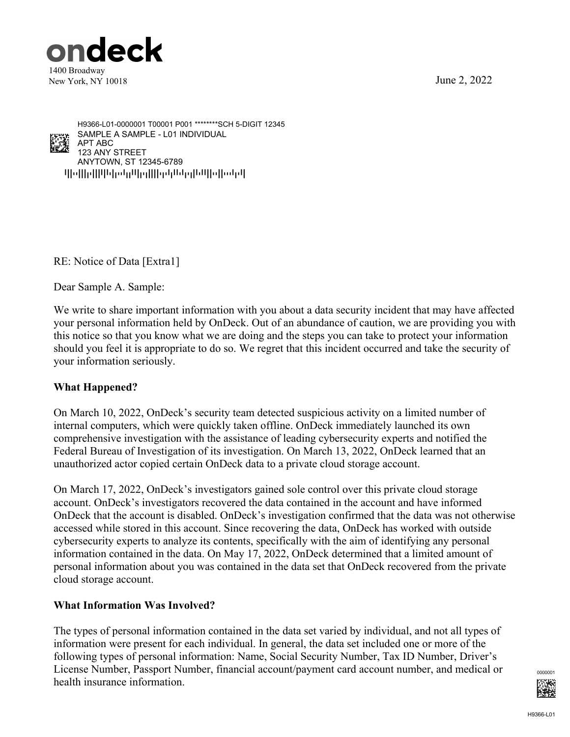# ondeck

1400 Broadway
New York, NY 10018

June 2, 2022

H9366-L01-0000001 T00001 P001 ********SCH 5-DIGIT 12345
SAMPLE A SAMPLE - L01 INDIVIDUAL
APT ABC
123 ANY STREET
ANYTOWN, ST 12345-6789

RE: Notice of Data [Extra1]

Dear Sample A. Sample:

We write to share important information with you about a data security incident that may have affected your personal information held by OnDeck. Out of an abundance of caution, we are providing you with this notice so that you know what we are doing and the steps you can take to protect your information should you feel it is appropriate to do so. We regret that this incident occurred and take the security of your information seriously.

**What Happened?**

On March 10, 2022, OnDeck's security team detected suspicious activity on a limited number of internal computers, which were quickly taken offline. OnDeck immediately launched its own comprehensive investigation with the assistance of leading cybersecurity experts and notified the Federal Bureau of Investigation of its investigation. On March 13, 2022, OnDeck learned that an unauthorized actor copied certain OnDeck data to a private cloud storage account.

On March 17, 2022, OnDeck's investigators gained sole control over this private cloud storage account. OnDeck's investigators recovered the data contained in the account and have informed OnDeck that the account is disabled. OnDeck's investigation confirmed that the data was not otherwise accessed while stored in this account. Since recovering the data, OnDeck has worked with outside cybersecurity experts to analyze its contents, specifically with the aim of identifying any personal information contained in the data. On May 17, 2022, OnDeck determined that a limited amount of personal information about you was contained in the data set that OnDeck recovered from the private cloud storage account.

**What Information Was Involved?**

The types of personal information contained in the data set varied by individual, and not all types of information were present for each individual. In general, the data set included one or more of the following types of personal information: Name, Social Security Number, Tax ID Number, Driver's License Number, Passport Number, financial account/payment card account number, and medical or health insurance information.

0000001

H9366-L01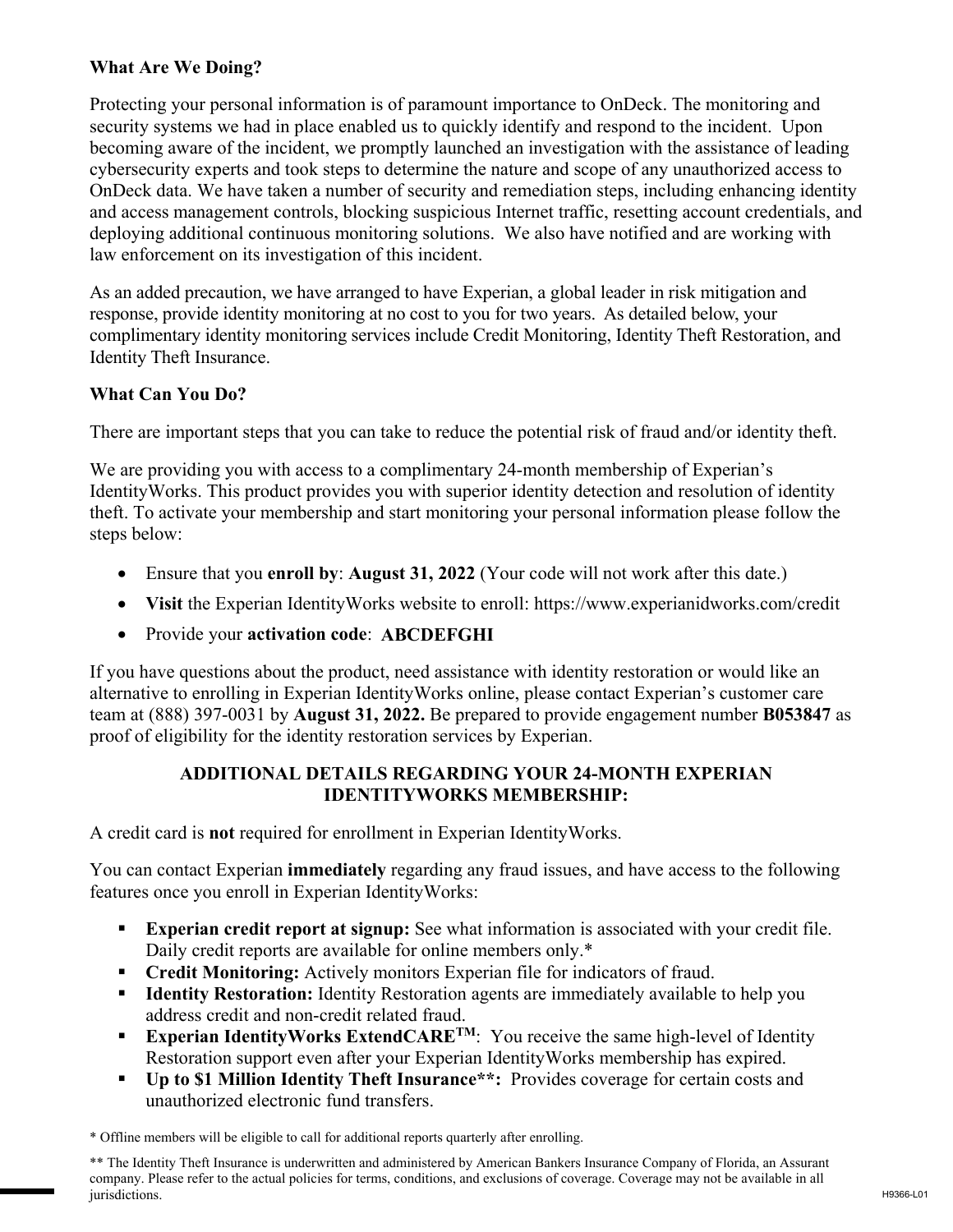**What Are We Doing?**

Protecting your personal information is of paramount importance to OnDeck. The monitoring and security systems we had in place enabled us to quickly identify and respond to the incident. Upon becoming aware of the incident, we promptly launched an investigation with the assistance of leading cybersecurity experts and took steps to determine the nature and scope of any unauthorized access to OnDeck data. We have taken a number of security and remediation steps, including enhancing identity and access management controls, blocking suspicious Internet traffic, resetting account credentials, and deploying additional continuous monitoring solutions. We also have notified and are working with law enforcement on its investigation of this incident.

As an added precaution, we have arranged to have Experian, a global leader in risk mitigation and response, provide identity monitoring at no cost to you for two years. As detailed below, your complimentary identity monitoring services include Credit Monitoring, Identity Theft Restoration, and Identity Theft Insurance.

**What Can You Do?**

There are important steps that you can take to reduce the potential risk of fraud and/or identity theft.

We are providing you with access to a complimentary 24-month membership of Experian's IdentityWorks. This product provides you with superior identity detection and resolution of identity theft. To activate your membership and start monitoring your personal information please follow the steps below:

- Ensure that you **enroll by**: **August 31, 2022** (Your code will not work after this date.)
- **Visit** the Experian IdentityWorks website to enroll: https://www.experianidworks.com/credit
- Provide your **activation code**: **ABCDEFGHI**

If you have questions about the product, need assistance with identity restoration or would like an alternative to enrolling in Experian IdentityWorks online, please contact Experian's customer care team at (888) 397-0031 by **August 31, 2022.** Be prepared to provide engagement number **B053847** as proof of eligibility for the identity restoration services by Experian.

**ADDITIONAL DETAILS REGARDING YOUR 24-MONTH EXPERIAN IDENTITYWORKS MEMBERSHIP:**

A credit card is **not** required for enrollment in Experian IdentityWorks.

You can contact Experian **immediately** regarding any fraud issues, and have access to the following features once you enroll in Experian IdentityWorks:

- **Experian credit report at signup:** See what information is associated with your credit file. Daily credit reports are available for online members only.*
- **Credit Monitoring:** Actively monitors Experian file for indicators of fraud.
- **Identity Restoration:** Identity Restoration agents are immediately available to help you address credit and non-credit related fraud.
- **Experian IdentityWorks ExtendCARE™**: You receive the same high-level of Identity Restoration support even after your Experian IdentityWorks membership has expired.
- **Up to $1 Million Identity Theft Insurance**:** Provides coverage for certain costs and unauthorized electronic fund transfers.

* Offline members will be eligible to call for additional reports quarterly after enrolling.

** The Identity Theft Insurance is underwritten and administered by American Bankers Insurance Company of Florida, an Assurant company. Please refer to the actual policies for terms, conditions, and exclusions of coverage. Coverage may not be available in all jurisdictions.

H9366-L01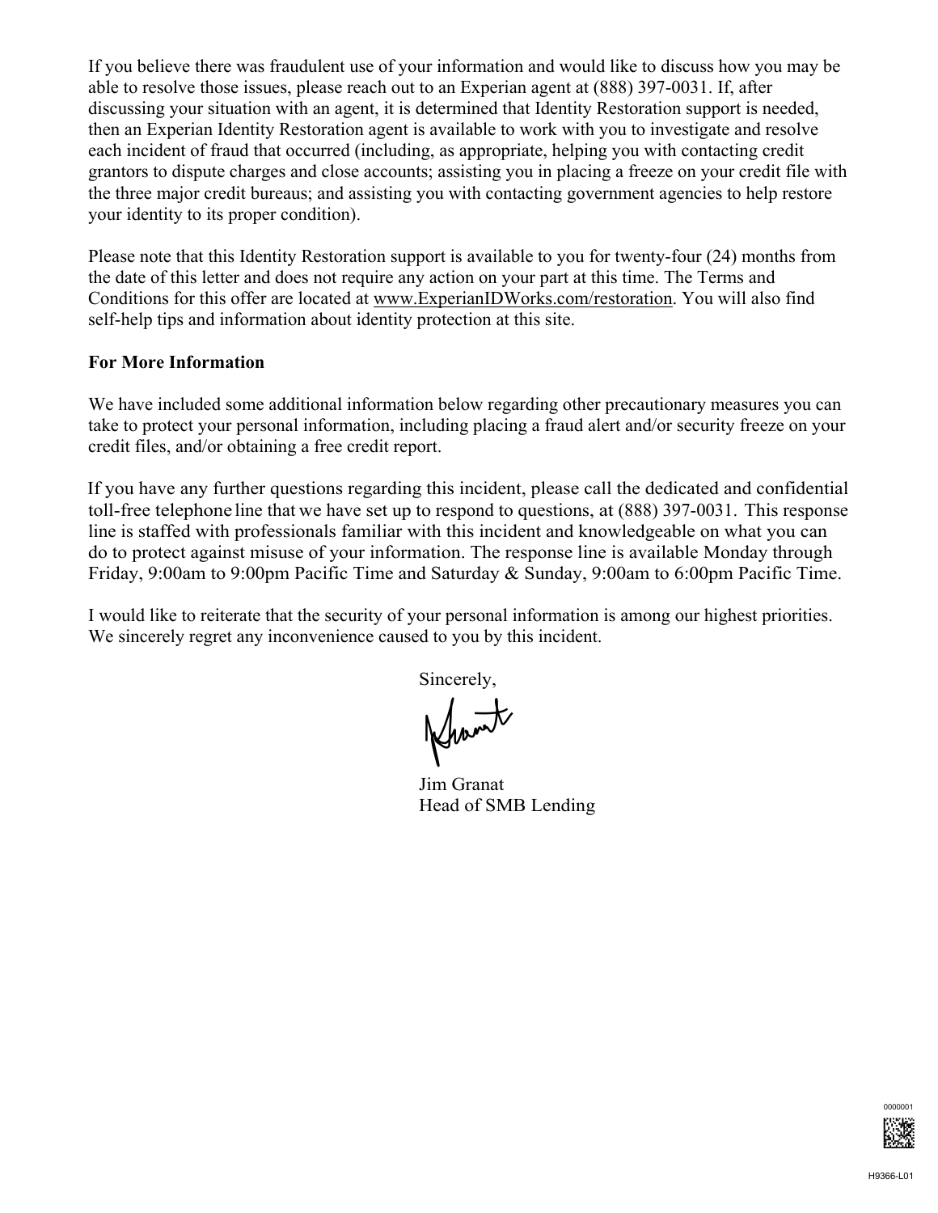If you believe there was fraudulent use of your information and would like to discuss how you may be able to resolve those issues, please reach out to an Experian agent at (888) 397-0031. If, after discussing your situation with an agent, it is determined that Identity Restoration support is needed, then an Experian Identity Restoration agent is available to work with you to investigate and resolve each incident of fraud that occurred (including, as appropriate, helping you with contacting credit grantors to dispute charges and close accounts; assisting you in placing a freeze on your credit file with the three major credit bureaus; and assisting you with contacting government agencies to help restore your identity to its proper condition).

Please note that this Identity Restoration support is available to you for twenty-four (24) months from the date of this letter and does not require any action on your part at this time. The Terms and Conditions for this offer are located at www.ExperianIDWorks.com/restoration. You will also find self-help tips and information about identity protection at this site.

**For More Information**

We have included some additional information below regarding other precautionary measures you can take to protect your personal information, including placing a fraud alert and/or security freeze on your credit files, and/or obtaining a free credit report.

If you have any further questions regarding this incident, please call the dedicated and confidential toll-free telephone line that we have set up to respond to questions, at (888) 397-0031. This response line is staffed with professionals familiar with this incident and knowledgeable on what you can do to protect against misuse of your information. The response line is available Monday through Friday, 9:00am to 9:00pm Pacific Time and Saturday & Sunday, 9:00am to 6:00pm Pacific Time.

I would like to reiterate that the security of your personal information is among our highest priorities. We sincerely regret any inconvenience caused to you by this incident.

Sincerely,

Jim Granat
Head of SMB Lending

0000001

H9366-L01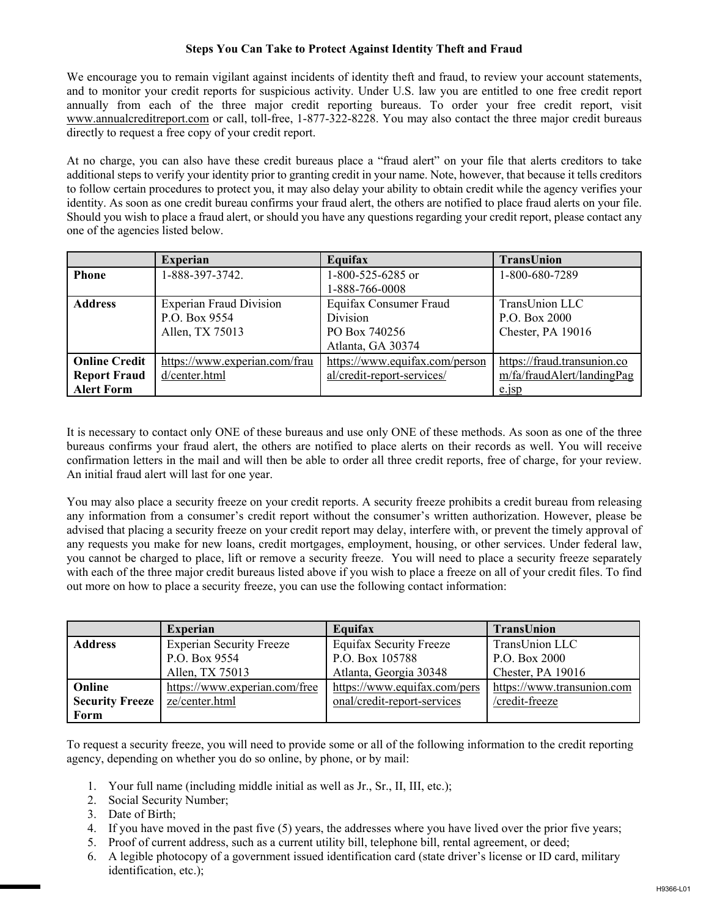**Steps You Can Take to Protect Against Identity Theft and Fraud**

We encourage you to remain vigilant against incidents of identity theft and fraud, to review your account statements, and to monitor your credit reports for suspicious activity. Under U.S. law you are entitled to one free credit report annually from each of the three major credit reporting bureaus. To order your free credit report, visit www.annualcreditreport.com or call, toll-free, 1-877-322-8228. You may also contact the three major credit bureaus directly to request a free copy of your credit report.

At no charge, you can also have these credit bureaus place a "fraud alert" on your file that alerts creditors to take additional steps to verify your identity prior to granting credit in your name. Note, however, that because it tells creditors to follow certain procedures to protect you, it may also delay your ability to obtain credit while the agency verifies your identity. As soon as one credit bureau confirms your fraud alert, the others are notified to place fraud alerts on your file. Should you wish to place a fraud alert, or should you have any questions regarding your credit report, please contact any one of the agencies listed below.

| | **Experian** | **Equifax** | **TransUnion** |
|---|---|---|---|
| **Phone** | 1-888-397-3742. | 1-800-525-6285 or 1-888-766-0008 | 1-800-680-7289 |
| **Address** | Experian Fraud Division P.O. Box 9554 Allen, TX 75013 | Equifax Consumer Fraud Division PO Box 740256 Atlanta, GA 30374 | TransUnion LLC P.O. Box 2000 Chester, PA 19016 |
| **Online Credit Report Fraud Alert Form** | https://www.experian.com/fraud/center.html | https://www.equifax.com/personal/credit-report-services/ | https://fraud.transunion.com/fa/fraudAlert/landingPage.jsp |

It is necessary to contact only ONE of these bureaus and use only ONE of these methods. As soon as one of the three bureaus confirms your fraud alert, the others are notified to place alerts on their records as well. You will receive confirmation letters in the mail and will then be able to order all three credit reports, free of charge, for your review. An initial fraud alert will last for one year.

You may also place a security freeze on your credit reports. A security freeze prohibits a credit bureau from releasing any information from a consumer's credit report without the consumer's written authorization. However, please be advised that placing a security freeze on your credit report may delay, interfere with, or prevent the timely approval of any requests you make for new loans, credit mortgages, employment, housing, or other services. Under federal law, you cannot be charged to place, lift or remove a security freeze. You will need to place a security freeze separately with each of the three major credit bureaus listed above if you wish to place a freeze on all of your credit files. To find out more on how to place a security freeze, you can use the following contact information:

| | **Experian** | **Equifax** | **TransUnion** |
|---|---|---|---|
| **Address** | Experian Security Freeze P.O. Box 9554 Allen, TX 75013 | Equifax Security Freeze P.O. Box 105788 Atlanta, Georgia 30348 | TransUnion LLC P.O. Box 2000 Chester, PA 19016 |
| **Online Security Freeze Form** | https://www.experian.com/freeze/center.html | https://www.equifax.com/personal/credit-report-services | https://www.transunion.com/credit-freeze |

To request a security freeze, you will need to provide some or all of the following information to the credit reporting agency, depending on whether you do so online, by phone, or by mail:

1. Your full name (including middle initial as well as Jr., Sr., II, III, etc.);
2. Social Security Number;
3. Date of Birth;
4. If you have moved in the past five (5) years, the addresses where you have lived over the prior five years;
5. Proof of current address, such as a current utility bill, telephone bill, rental agreement, or deed;
6. A legible photocopy of a government issued identification card (state driver's license or ID card, military identification, etc.);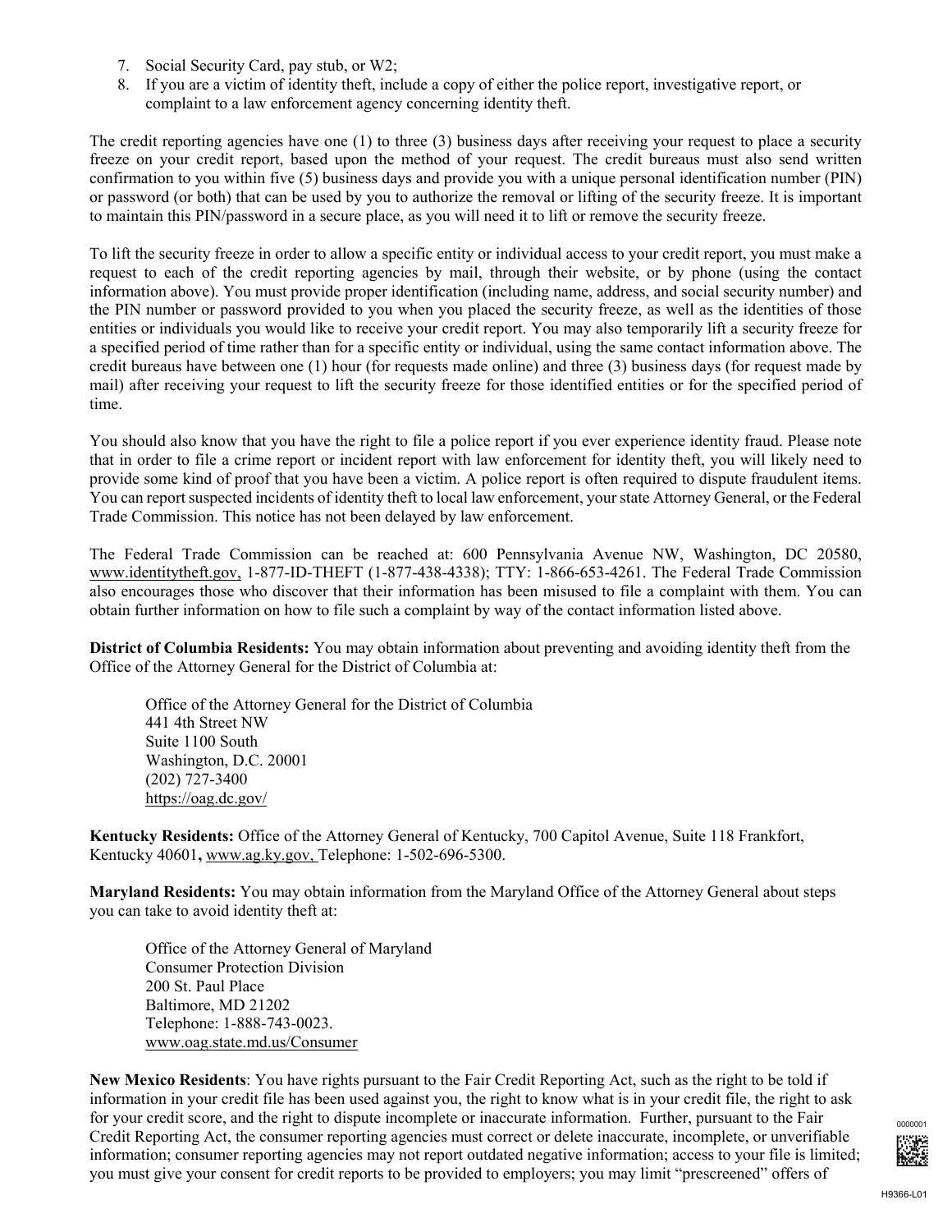7. Social Security Card, pay stub, or W2;
8. If you are a victim of identity theft, include a copy of either the police report, investigative report, or complaint to a law enforcement agency concerning identity theft.

The credit reporting agencies have one (1) to three (3) business days after receiving your request to place a security freeze on your credit report, based upon the method of your request. The credit bureaus must also send written confirmation to you within five (5) business days and provide you with a unique personal identification number (PIN) or password (or both) that can be used by you to authorize the removal or lifting of the security freeze. It is important to maintain this PIN/password in a secure place, as you will need it to lift or remove the security freeze.

To lift the security freeze in order to allow a specific entity or individual access to your credit report, you must make a request to each of the credit reporting agencies by mail, through their website, or by phone (using the contact information above). You must provide proper identification (including name, address, and social security number) and the PIN number or password provided to you when you placed the security freeze, as well as the identities of those entities or individuals you would like to receive your credit report. You may also temporarily lift a security freeze for a specified period of time rather than for a specific entity or individual, using the same contact information above. The credit bureaus have between one (1) hour (for requests made online) and three (3) business days (for request made by mail) after receiving your request to lift the security freeze for those identified entities or for the specified period of time.

You should also know that you have the right to file a police report if you ever experience identity fraud. Please note that in order to file a crime report or incident report with law enforcement for identity theft, you will likely need to provide some kind of proof that you have been a victim. A police report is often required to dispute fraudulent items. You can report suspected incidents of identity theft to local law enforcement, your state Attorney General, or the Federal Trade Commission. This notice has not been delayed by law enforcement.

The Federal Trade Commission can be reached at: 600 Pennsylvania Avenue NW, Washington, DC 20580, www.identitytheft.gov, 1-877-ID-THEFT (1-877-438-4338); TTY: 1-866-653-4261. The Federal Trade Commission also encourages those who discover that their information has been misused to file a complaint with them. You can obtain further information on how to file such a complaint by way of the contact information listed above.

**District of Columbia Residents:** You may obtain information about preventing and avoiding identity theft from the Office of the Attorney General for the District of Columbia at:

> Office of the Attorney General for the District of Columbia
> 441 4th Street NW
> Suite 1100 South
> Washington, D.C. 20001
> (202) 727-3400
> https://oag.dc.gov/

**Kentucky Residents:** Office of the Attorney General of Kentucky, 700 Capitol Avenue, Suite 118 Frankfort, Kentucky 40601**,** www.ag.ky.gov, Telephone: 1-502-696-5300.

**Maryland Residents:** You may obtain information from the Maryland Office of the Attorney General about steps you can take to avoid identity theft at:

> Office of the Attorney General of Maryland
> Consumer Protection Division
> 200 St. Paul Place
> Baltimore, MD 21202
> Telephone: 1-888-743-0023.
> www.oag.state.md.us/Consumer

**New Mexico Residents**: You have rights pursuant to the Fair Credit Reporting Act, such as the right to be told if information in your credit file has been used against you, the right to know what is in your credit file, the right to ask for your credit score, and the right to dispute incomplete or inaccurate information. Further, pursuant to the Fair Credit Reporting Act, the consumer reporting agencies must correct or delete inaccurate, incomplete, or unverifiable information; consumer reporting agencies may not report outdated negative information; access to your file is limited; you must give your consent for credit reports to be provided to employers; you may limit "prescreened" offers of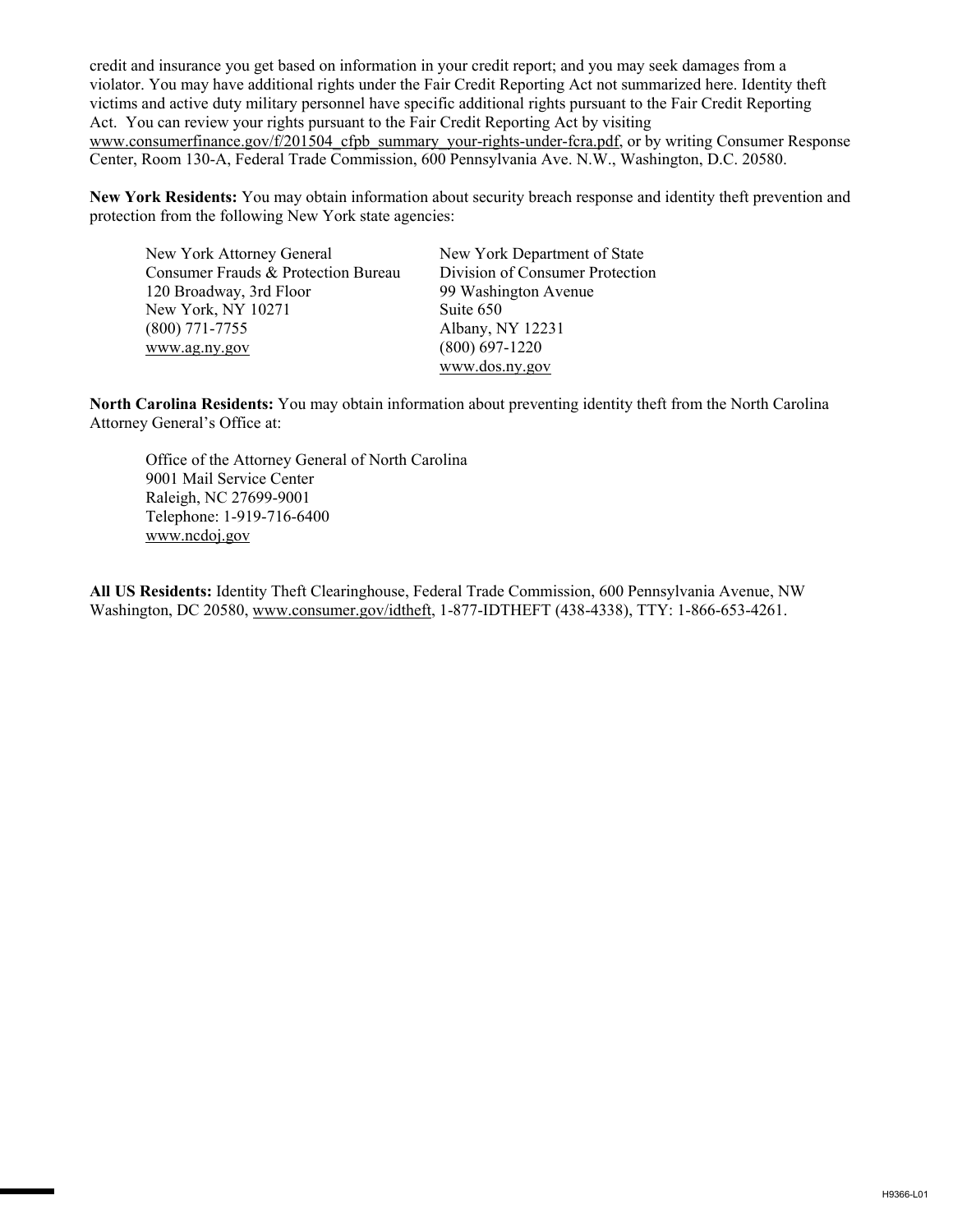credit and insurance you get based on information in your credit report; and you may seek damages from a violator. You may have additional rights under the Fair Credit Reporting Act not summarized here. Identity theft victims and active duty military personnel have specific additional rights pursuant to the Fair Credit Reporting Act. You can review your rights pursuant to the Fair Credit Reporting Act by visiting www.consumerfinance.gov/f/201504_cfpb_summary_your-rights-under-fcra.pdf, or by writing Consumer Response Center, Room 130-A, Federal Trade Commission, 600 Pennsylvania Ave. N.W., Washington, D.C. 20580.

**New York Residents:** You may obtain information about security breach response and identity theft prevention and protection from the following New York state agencies:

New York Attorney General
Consumer Frauds & Protection Bureau
120 Broadway, 3rd Floor
New York, NY 10271
(800) 771-7755
www.ag.ny.gov

New York Department of State
Division of Consumer Protection
99 Washington Avenue
Suite 650
Albany, NY 12231
(800) 697-1220
www.dos.ny.gov

**North Carolina Residents:** You may obtain information about preventing identity theft from the North Carolina Attorney General's Office at:

Office of the Attorney General of North Carolina
9001 Mail Service Center
Raleigh, NC 27699-9001
Telephone: 1-919-716-6400
www.ncdoj.gov

**All US Residents:** Identity Theft Clearinghouse, Federal Trade Commission, 600 Pennsylvania Avenue, NW Washington, DC 20580, www.consumer.gov/idtheft, 1-877-IDTHEFT (438-4338), TTY: 1-866-653-4261.

H9366-L01